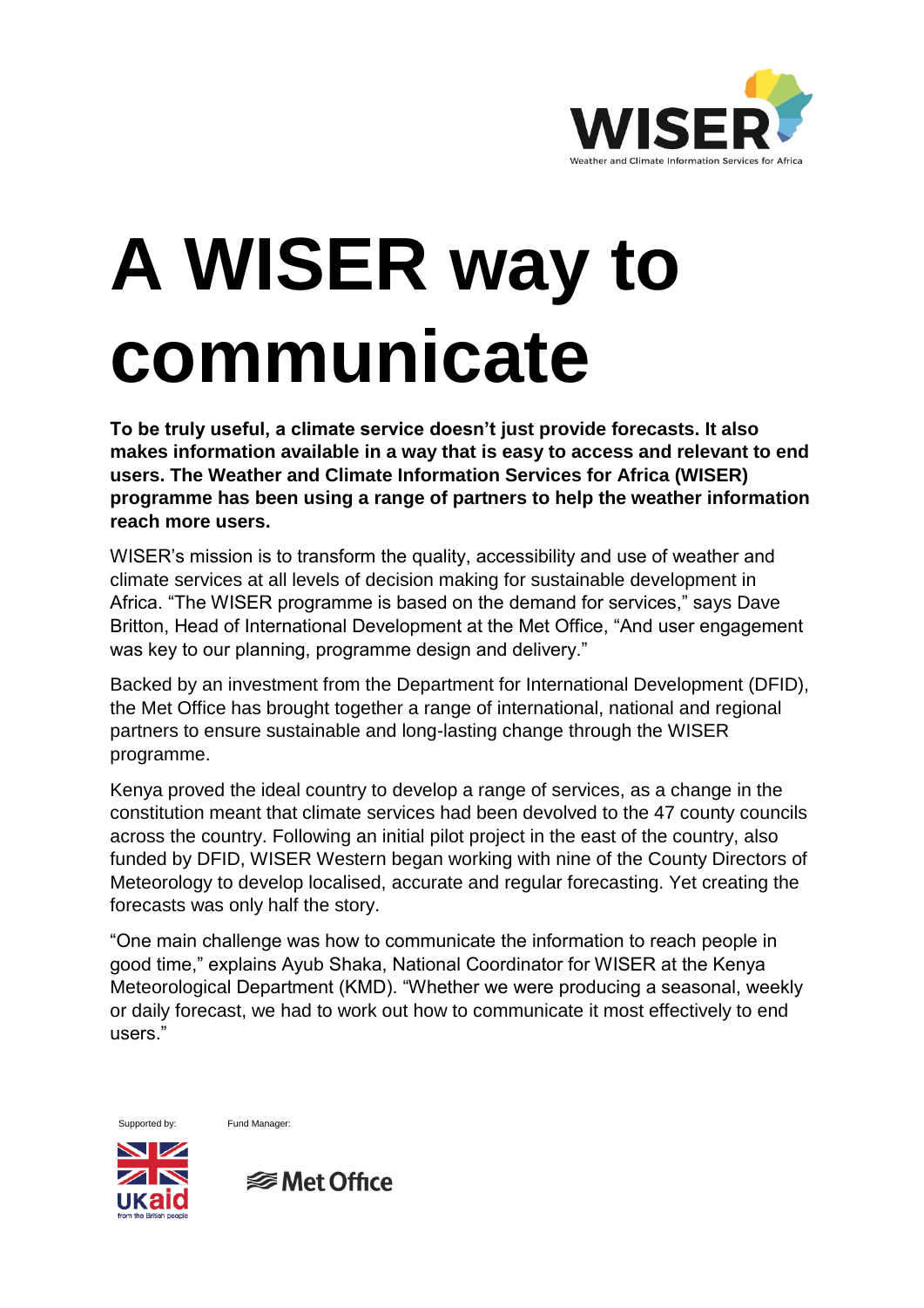# A WISER way to communicate

**To be truly useful, a climate service doesn't just provide forecasts. It also makes information available in a way that is easy to access and relevant to end users. The Weather and Climate Information Services for Africa (WISER) programme has been using a range of partners to help the weather information reach more users.**

WISER's mission is to transform the quality, accessibility and use of weather and climate services at all levels of decision making for sustainable development in Africa. "The WISER programme is based on the demand for services," says Dave Britton, Head of International Development at the Met Office, "And user engagement was key to our planning, programme design and delivery."

Backed by an investment from the Department for International Development (DFID), the Met Office has brought together a range of international, national and regional partners to ensure sustainable and long-lasting change through the WISER programme.

Kenya proved the ideal country to develop a range of services, as a change in the constitution meant that climate services had been devolved to the 47 county councils across the country. Following an initial pilot project in the east of the country, also funded by DFID, WISER Western began working with nine of the County Directors of Meteorology to develop localised, accurate and regular forecasting. Yet creating the forecasts was only half the story.

"One main challenge was how to communicate the information to reach people in good time," explains Ayub Shaka, National Coordinator for WISER at the Kenya Meteorological Department (KMD). "Whether we were producing a seasonal, weekly or daily forecast, we had to work out how to communicate it most effectively to end users."

Supported by: Fund Manager: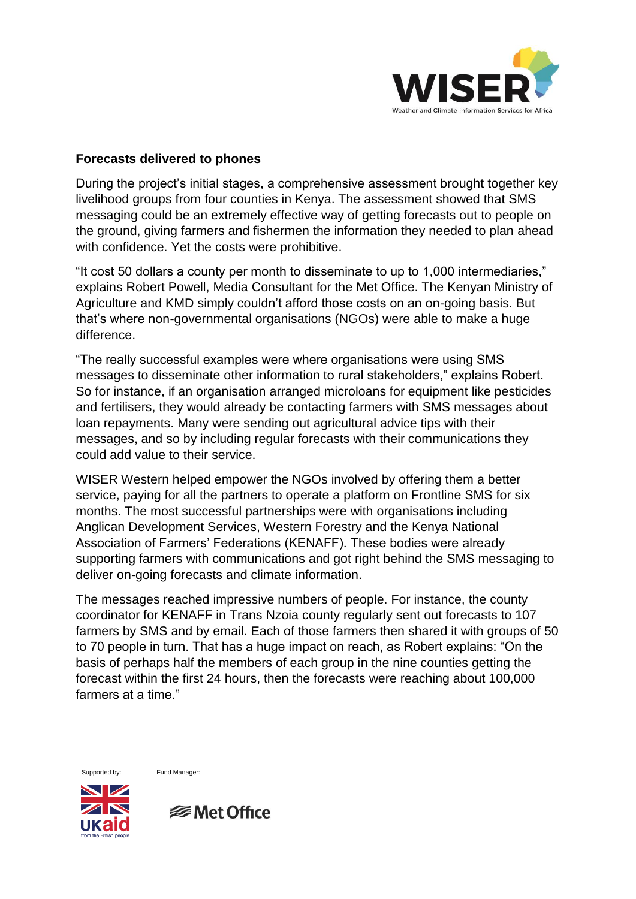**Forecasts delivered to phones**

During the project's initial stages, a comprehensive assessment brought together key livelihood groups from four counties in Kenya. The assessment showed that SMS messaging could be an extremely effective way of getting forecasts out to people on the ground, giving farmers and fishermen the information they needed to plan ahead with confidence. Yet the costs were prohibitive.

"It cost 50 dollars a county per month to disseminate to up to 1,000 intermediaries," explains Robert Powell, Media Consultant for the Met Office. The Kenyan Ministry of Agriculture and KMD simply couldn't afford those costs on an on-going basis. But that's where non-governmental organisations (NGOs) were able to make a huge difference.

"The really successful examples were where organisations were using SMS messages to disseminate other information to rural stakeholders," explains Robert. So for instance, if an organisation arranged microloans for equipment like pesticides and fertilisers, they would already be contacting farmers with SMS messages about loan repayments. Many were sending out agricultural advice tips with their messages, and so by including regular forecasts with their communications they could add value to their service.

WISER Western helped empower the NGOs involved by offering them a better service, paying for all the partners to operate a platform on Frontline SMS for six months. The most successful partnerships were with organisations including Anglican Development Services, Western Forestry and the Kenya National Association of Farmers' Federations (KENAFF). These bodies were already supporting farmers with communications and got right behind the SMS messaging to deliver on-going forecasts and climate information.

The messages reached impressive numbers of people. For instance, the county coordinator for KENAFF in Trans Nzoia county regularly sent out forecasts to 107 farmers by SMS and by email. Each of those farmers then shared it with groups of 50 to 70 people in turn. That has a huge impact on reach, as Robert explains: "On the basis of perhaps half the members of each group in the nine counties getting the forecast within the first 24 hours, then the forecasts were reaching about 100,000 farmers at a time."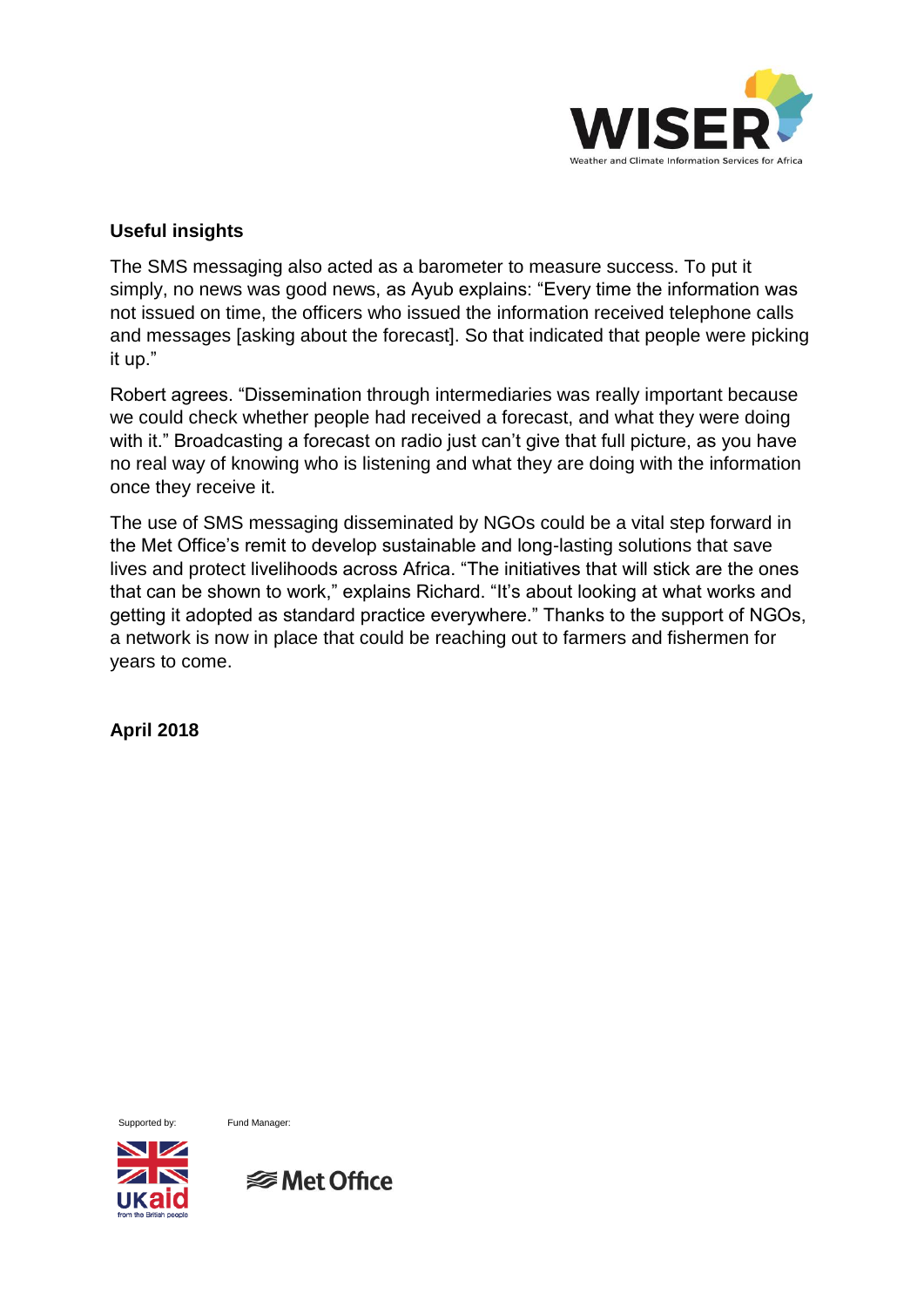**Useful insights**

The SMS messaging also acted as a barometer to measure success. To put it simply, no news was good news, as Ayub explains: “Every time the information was not issued on time, the officers who issued the information received telephone calls and messages [asking about the forecast]. So that indicated that people were picking it up.”

Robert agrees. “Dissemination through intermediaries was really important because we could check whether people had received a forecast, and what they were doing with it.” Broadcasting a forecast on radio just can’t give that full picture, as you have no real way of knowing who is listening and what they are doing with the information once they receive it.

The use of SMS messaging disseminated by NGOs could be a vital step forward in the Met Office’s remit to develop sustainable and long-lasting solutions that save lives and protect livelihoods across Africa. “The initiatives that will stick are the ones that can be shown to work,” explains Richard. “It’s about looking at what works and getting it adopted as standard practice everywhere.” Thanks to the support of NGOs, a network is now in place that could be reaching out to farmers and fishermen for years to come.

**April 2018**

Supported by: Fund Manager: